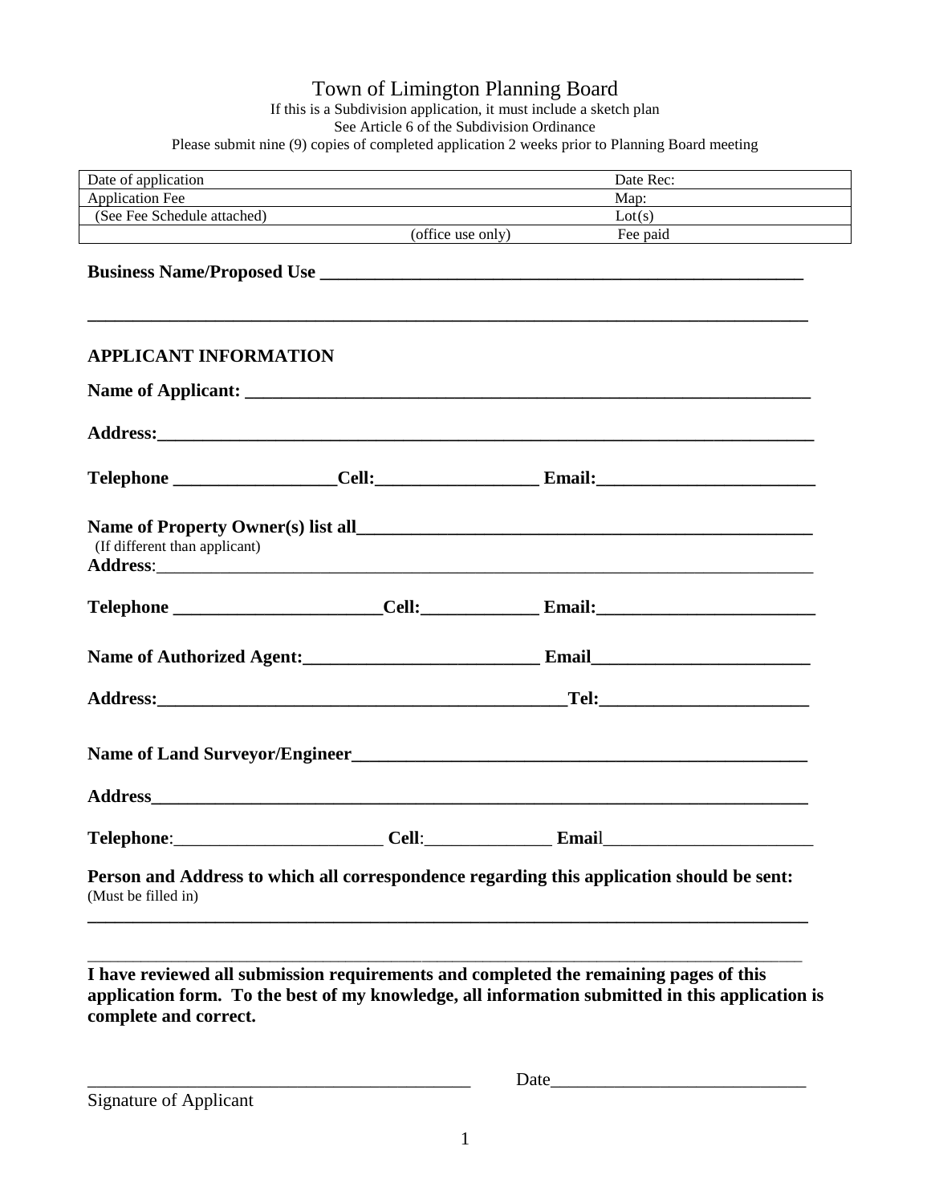# Town of Limington Planning Board

If this is a Subdivision application, it must include a sketch plan
See Article 6 of the Subdivision Ordinance
Please submit nine (9) copies of completed application 2 weeks prior to Planning Board meeting

| Date of application | | Date Rec: |
|---|---|---|
| Application Fee | | Map: |
| (See Fee Schedule attached) | | Lot(s) |
| | (office use only) | Fee paid |

**Business Name/Proposed Use \_\_\_\_\_\_\_\_\_\_\_\_\_\_\_\_\_\_\_\_\_\_\_\_\_\_\_\_\_\_\_\_\_\_\_\_\_\_\_\_\_\_\_\_\_\_\_\_**

**\_\_\_\_\_\_\_\_\_\_\_\_\_\_\_\_\_\_\_\_\_\_\_\_\_\_\_\_\_\_\_\_\_\_\_\_\_\_\_\_\_\_\_\_\_\_\_\_\_\_\_\_\_\_\_\_\_\_\_\_\_\_\_\_\_\_\_\_\_\_\_\_**

## APPLICANT INFORMATION

**Name of Applicant: \_\_\_\_\_\_\_\_\_\_\_\_\_\_\_\_\_\_\_\_\_\_\_\_\_\_\_\_\_\_\_\_\_\_\_\_\_\_\_\_\_\_\_\_\_\_\_\_\_\_\_\_\_\_\_\_**

**Address:\_\_\_\_\_\_\_\_\_\_\_\_\_\_\_\_\_\_\_\_\_\_\_\_\_\_\_\_\_\_\_\_\_\_\_\_\_\_\_\_\_\_\_\_\_\_\_\_\_\_\_\_\_\_\_\_\_\_\_\_\_\_\_\_**

**Telephone \_\_\_\_\_\_\_\_\_\_\_\_\_\_\_\_Cell:\_\_\_\_\_\_\_\_\_\_\_\_\_\_\_\_ Email:\_\_\_\_\_\_\_\_\_\_\_\_\_\_\_\_\_\_\_\_\_\_**

**Name of Property Owner(s) list all\_\_\_\_\_\_\_\_\_\_\_\_\_\_\_\_\_\_\_\_\_\_\_\_\_\_\_\_\_\_\_\_\_\_\_\_\_\_\_\_\_\_\_\_**
(If different than applicant)
**Address**:\_\_\_\_\_\_\_\_\_\_\_\_\_\_\_\_\_\_\_\_\_\_\_\_\_\_\_\_\_\_\_\_\_\_\_\_\_\_\_\_\_\_\_\_\_\_\_\_\_\_\_\_\_\_\_\_\_\_\_\_\_\_\_\_

**Telephone \_\_\_\_\_\_\_\_\_\_\_\_\_\_\_\_\_\_\_\_Cell:\_\_\_\_\_\_\_\_\_\_\_\_ Email:\_\_\_\_\_\_\_\_\_\_\_\_\_\_\_\_\_\_\_\_\_\_**

**Name of Authorized Agent:\_\_\_\_\_\_\_\_\_\_\_\_\_\_\_\_\_\_\_\_\_\_\_\_ Email\_\_\_\_\_\_\_\_\_\_\_\_\_\_\_\_\_\_\_\_\_\_**

**Address:\_\_\_\_\_\_\_\_\_\_\_\_\_\_\_\_\_\_\_\_\_\_\_\_\_\_\_\_\_\_\_\_\_\_\_\_\_\_\_\_\_\_Tel:\_\_\_\_\_\_\_\_\_\_\_\_\_\_\_\_\_\_\_\_\_**

**Name of Land Surveyor/Engineer\_\_\_\_\_\_\_\_\_\_\_\_\_\_\_\_\_\_\_\_\_\_\_\_\_\_\_\_\_\_\_\_\_\_\_\_\_\_\_\_\_\_\_\_\_\_**

**Address\_\_\_\_\_\_\_\_\_\_\_\_\_\_\_\_\_\_\_\_\_\_\_\_\_\_\_\_\_\_\_\_\_\_\_\_\_\_\_\_\_\_\_\_\_\_\_\_\_\_\_\_\_\_\_\_\_\_\_\_\_\_\_\_\_**

**Telephone**:\_\_\_\_\_\_\_\_\_\_\_\_\_\_\_\_\_\_\_\_\_ **Cell**:\_\_\_\_\_\_\_\_\_\_\_\_\_ **Email**\_\_\_\_\_\_\_\_\_\_\_\_\_\_\_\_\_\_\_\_\_

**Person and Address to which all correspondence regarding this application should be sent:**
(Must be filled in)

**\_\_\_\_\_\_\_\_\_\_\_\_\_\_\_\_\_\_\_\_\_\_\_\_\_\_\_\_\_\_\_\_\_\_\_\_\_\_\_\_\_\_\_\_\_\_\_\_\_\_\_\_\_\_\_\_\_\_\_\_\_\_\_\_\_\_\_\_\_\_\_\_**

\_\_\_\_\_\_\_\_\_\_\_\_\_\_\_\_\_\_\_\_\_\_\_\_\_\_\_\_\_\_\_\_\_\_\_\_\_\_\_\_\_\_\_\_\_\_\_\_\_\_\_\_\_\_\_\_\_\_\_\_\_\_\_\_\_\_\_\_\_\_\_\_

**I have reviewed all submission requirements and completed the remaining pages of this application form. To the best of my knowledge, all information submitted in this application is complete and correct.**

\_\_\_\_\_\_\_\_\_\_\_\_\_\_\_\_\_\_\_\_\_\_\_\_\_\_\_\_\_\_\_\_\_\_\_\_\_\_\_ Date\_\_\_\_\_\_\_\_\_\_\_\_\_\_\_\_\_\_\_\_\_\_\_\_\_
Signature of Applicant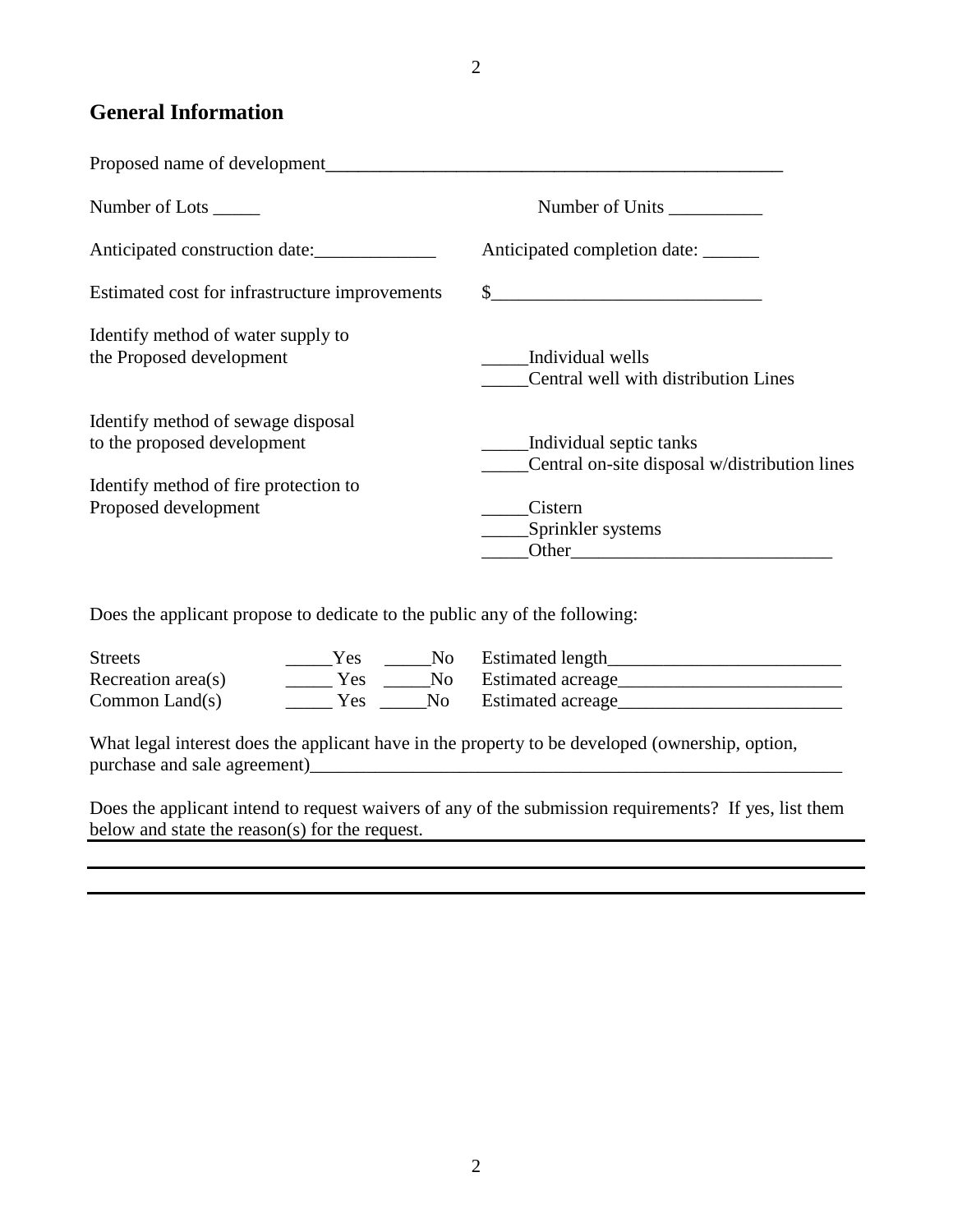## General Information

Proposed name of development_______________________________________________

Number of Lots _____ Number of Units __________

Anticipated construction date:_____________ Anticipated completion date: ______

Estimated cost for infrastructure improvements $____________________________

Identify method of water supply to the Proposed development

_____Individual wells
_____Central well with distribution Lines

Identify method of sewage disposal to the proposed development

_____Individual septic tanks
_____Central on-site disposal w/distribution lines

Identify method of fire protection to Proposed development

_____Cistern
_____Sprinkler systems
_____Other___________________________

Does the applicant propose to dedicate to the public any of the following:

| | | | |
|---|---|---|---|
| Streets | _____Yes | _____No | Estimated length________________________ |
| Recreation area(s) | _____ Yes | _____No | Estimated acreage_______________________ |
| Common Land(s) | _____ Yes | _____No | Estimated acreage_______________________ |

What legal interest does the applicant have in the property to be developed (ownership, option, purchase and sale agreement)__________________________________________________________

Does the applicant intend to request waivers of any of the submission requirements? If yes, list them below and state the reason(s) for the request.

_______________________________________________________________________________

_______________________________________________________________________________

_______________________________________________________________________________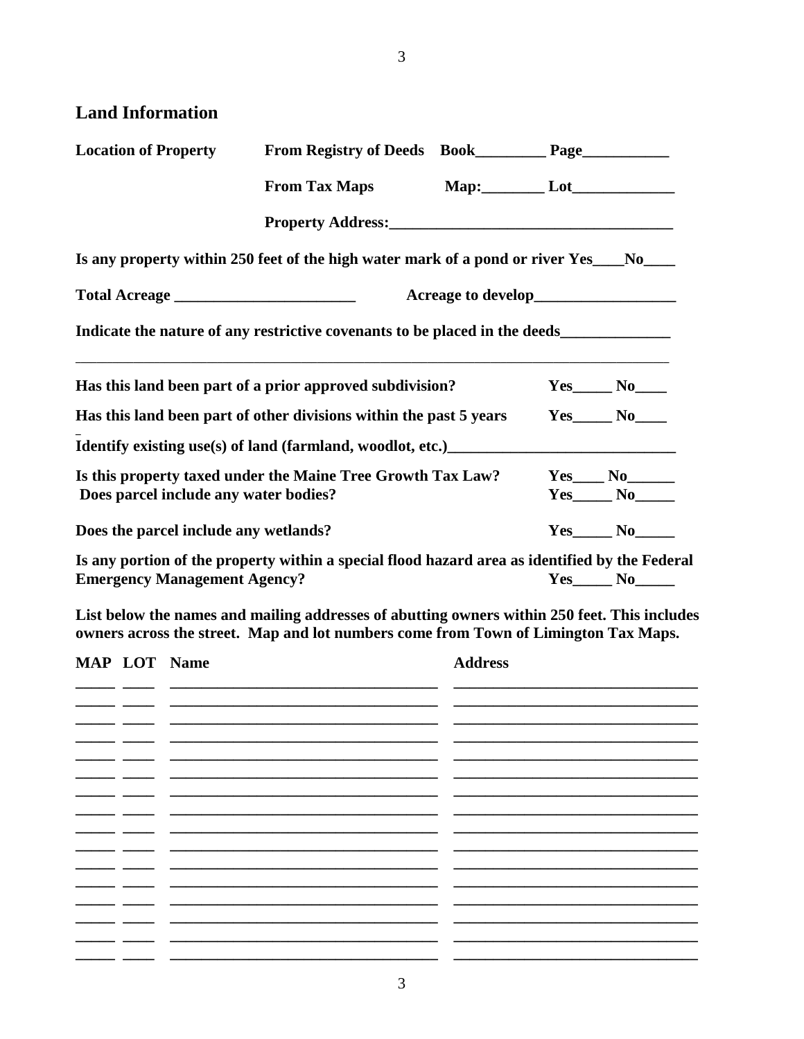## Land Information

**Location of Property** **From Registry of Deeds Book_________ Page___________**

**From Tax Maps Map:________ Lot_____________**

**Property Address:___________________________________**

**Is any property within 250 feet of the high water mark of a pond or river Yes____No____**

**Total Acreage _______________________ Acreage to develop__________________**

**Indicate the nature of any restrictive covenants to be placed in the deeds______________**

_____________________________________________________________________________

**Has this land been part of a prior approved subdivision? Yes_____ No____**

**Has this land been part of other divisions within the past 5 years Yes_____ No____**

**Identify existing use(s) of land (farmland, woodlot, etc.)____________________________**

**Is this property taxed under the Maine Tree Growth Tax Law? Yes____ No______**

**Does parcel include any water bodies? Yes_____ No_____**

**Does the parcel include any wetlands? Yes_____ No_____**

**Is any portion of the property within a special flood hazard area as identified by the Federal Emergency Management Agency? Yes_____ No_____**

**List below the names and mailing addresses of abutting owners within 250 feet. This includes owners across the street. Map and lot numbers come from Town of Limington Tax Maps.**

| MAP | LOT | Name | Address |
|---|---|---|---|
| _____ | ____ | __________________________________ | _______________________________ |
| _____ | ____ | __________________________________ | _______________________________ |
| _____ | ____ | __________________________________ | _______________________________ |
| _____ | ____ | __________________________________ | _______________________________ |
| _____ | ____ | __________________________________ | _______________________________ |
| _____ | ____ | __________________________________ | _______________________________ |
| _____ | ____ | __________________________________ | _______________________________ |
| _____ | ____ | __________________________________ | _______________________________ |
| _____ | ____ | __________________________________ | _______________________________ |
| _____ | ____ | __________________________________ | _______________________________ |
| _____ | ____ | __________________________________ | _______________________________ |
| _____ | ____ | __________________________________ | _______________________________ |
| _____ | ____ | __________________________________ | _______________________________ |
| _____ | ____ | __________________________________ | _______________________________ |
| _____ | ____ | __________________________________ | _______________________________ |
| _____ | ____ | __________________________________ | _______________________________ |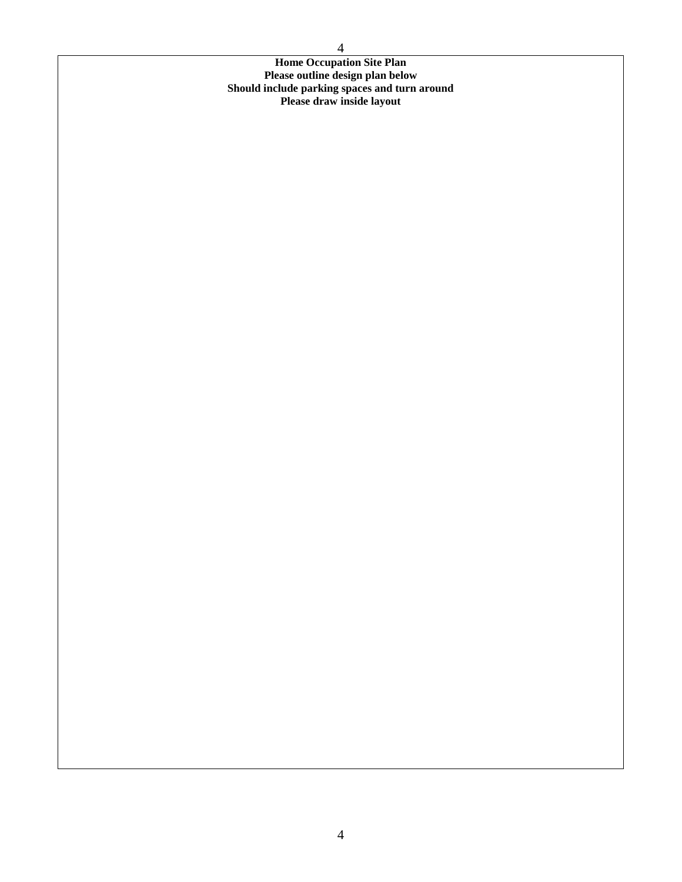**Home Occupation Site Plan**

**Please outline design plan below**

**Should include parking spaces and turn around**

**Please draw inside layout**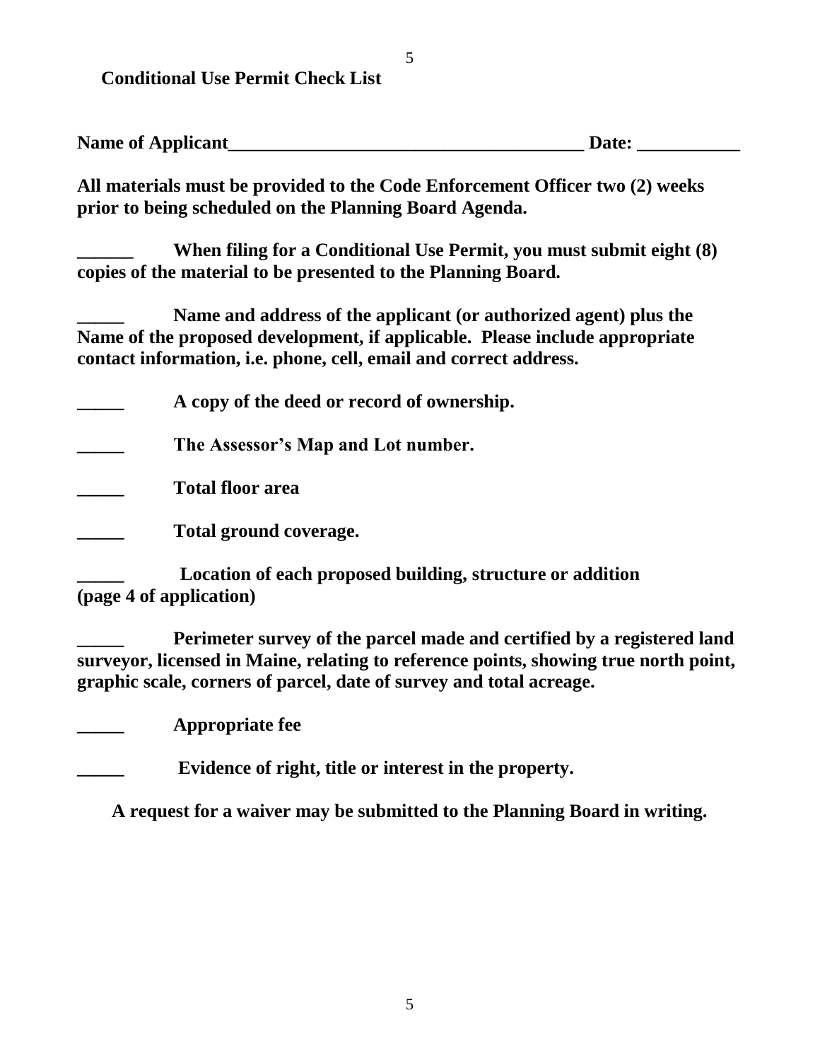**Conditional Use Permit Check List**

**Name of Applicant_______________________________________ Date: ___________**

**All materials must be provided to the Code Enforcement Officer two (2) weeks prior to being scheduled on the Planning Board Agenda.**

**______ When filing for a Conditional Use Permit, you must submit eight (8) copies of the material to be presented to the Planning Board.**

**_____ Name and address of the applicant (or authorized agent) plus the Name of the proposed development, if applicable. Please include appropriate contact information, i.e. phone, cell, email and correct address.**

**_____ A copy of the deed or record of ownership.**

**_____ The Assessor's Map and Lot number.**

**_____ Total floor area**

**_____ Total ground coverage.**

**_____ Location of each proposed building, structure or addition (page 4 of application)**

**_____ Perimeter survey of the parcel made and certified by a registered land surveyor, licensed in Maine, relating to reference points, showing true north point, graphic scale, corners of parcel, date of survey and total acreage.**

**_____ Appropriate fee**

**_____ Evidence of right, title or interest in the property.**

**A request for a waiver may be submitted to the Planning Board in writing.**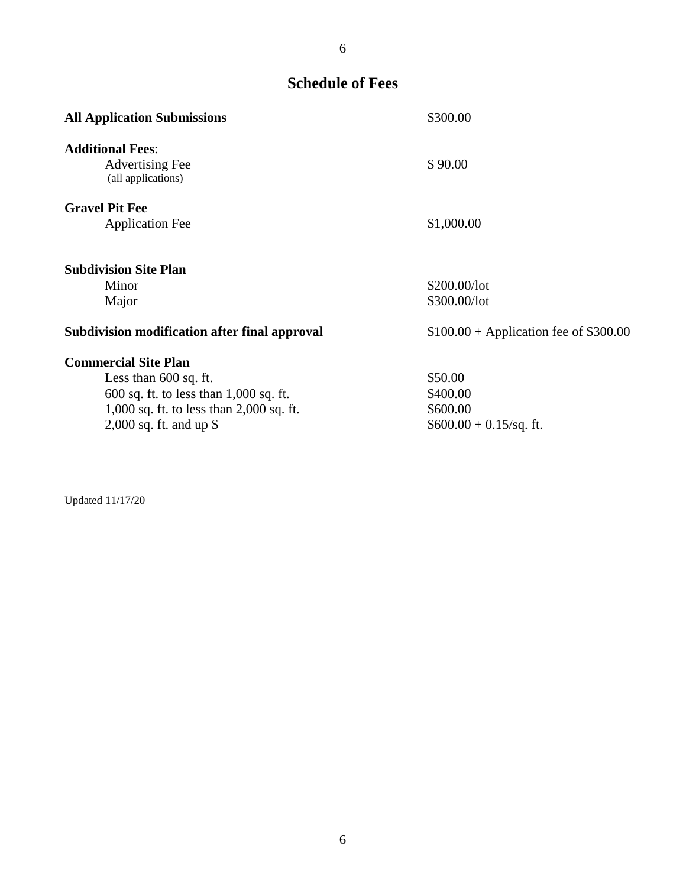# Schedule of Fees

| | |
|---|---|
| **All Application Submissions** | $300.00 |
| **Additional Fees**: | |
| Advertising Fee (all applications) | $ 90.00 |
| **Gravel Pit Fee** | |
| Application Fee | $1,000.00 |
| **Subdivision Site Plan** | |
| Minor | $200.00/lot |
| Major | $300.00/lot |
| **Subdivision modification after final approval** | $100.00 + Application fee of $300.00 |
| **Commercial Site Plan** | |
| Less than 600 sq. ft. | $50.00 |
| 600 sq. ft. to less than 1,000 sq. ft. | $400.00 |
| 1,000 sq. ft. to less than 2,000 sq. ft. | $600.00 |
| 2,000 sq. ft. and up $ | $600.00 + 0.15/sq. ft. |

Updated 11/17/20